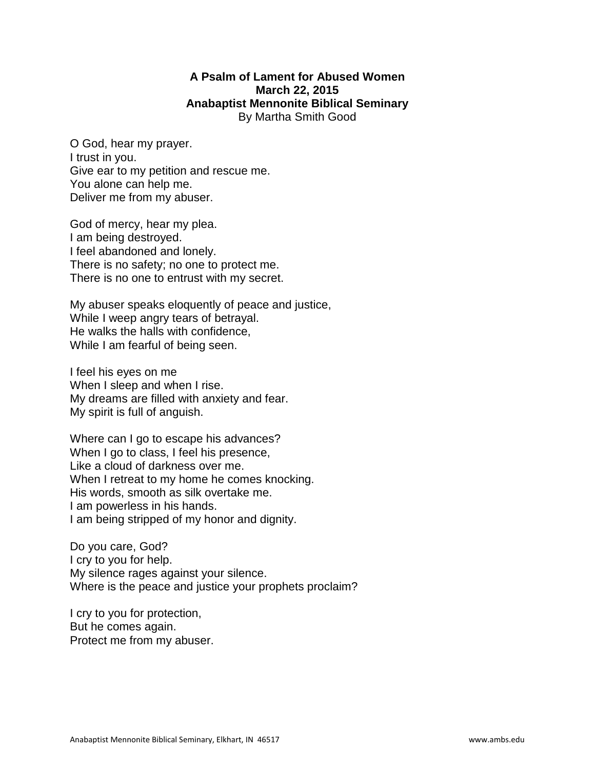# A Psalm of Lament for Abused Women

**March 22, 2015**

**Anabaptist Mennonite Biblical Seminary**

By Martha Smith Good

O God, hear my prayer.  
I trust in you.  
Give ear to my petition and rescue me.  
You alone can help me.  
Deliver me from my abuser.

God of mercy, hear my plea.  
I am being destroyed.  
I feel abandoned and lonely.  
There is no safety; no one to protect me.  
There is no one to entrust with my secret.

My abuser speaks eloquently of peace and justice,  
While I weep angry tears of betrayal.  
He walks the halls with confidence,  
While I am fearful of being seen.

I feel his eyes on me  
When I sleep and when I rise.  
My dreams are filled with anxiety and fear.  
My spirit is full of anguish.

Where can I go to escape his advances?  
When I go to class, I feel his presence,  
Like a cloud of darkness over me.  
When I retreat to my home he comes knocking.  
His words, smooth as silk overtake me.  
I am powerless in his hands.  
I am being stripped of my honor and dignity.

Do you care, God?  
I cry to you for help.  
My silence rages against your silence.  
Where is the peace and justice your prophets proclaim?

I cry to you for protection,  
But he comes again.  
Protect me from my abuser.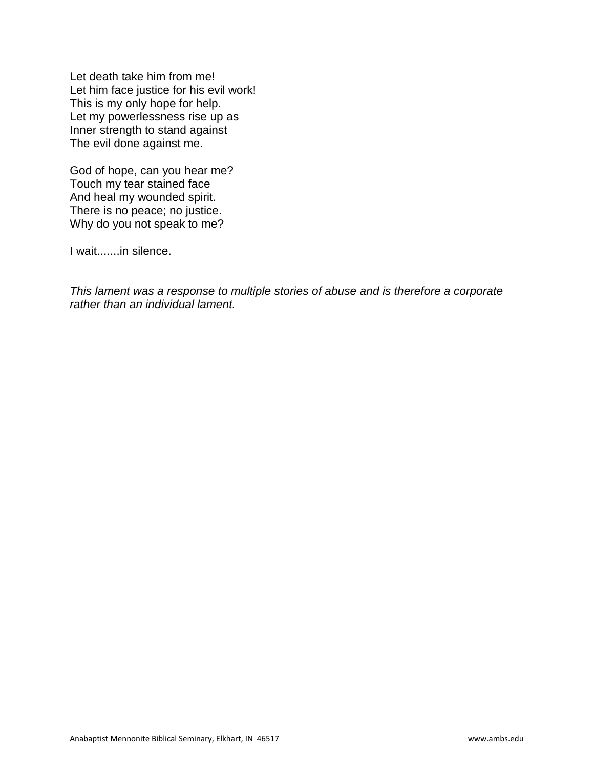Let death take him from me!  
Let him face justice for his evil work!  
This is my only hope for help.  
Let my powerlessness rise up as  
Inner strength to stand against  
The evil done against me.

God of hope, can you hear me?  
Touch my tear stained face  
And heal my wounded spirit.  
There is no peace; no justice.  
Why do you not speak to me?

I wait.......in silence.

*This lament was a response to multiple stories of abuse and is therefore a corporate rather than an individual lament.*